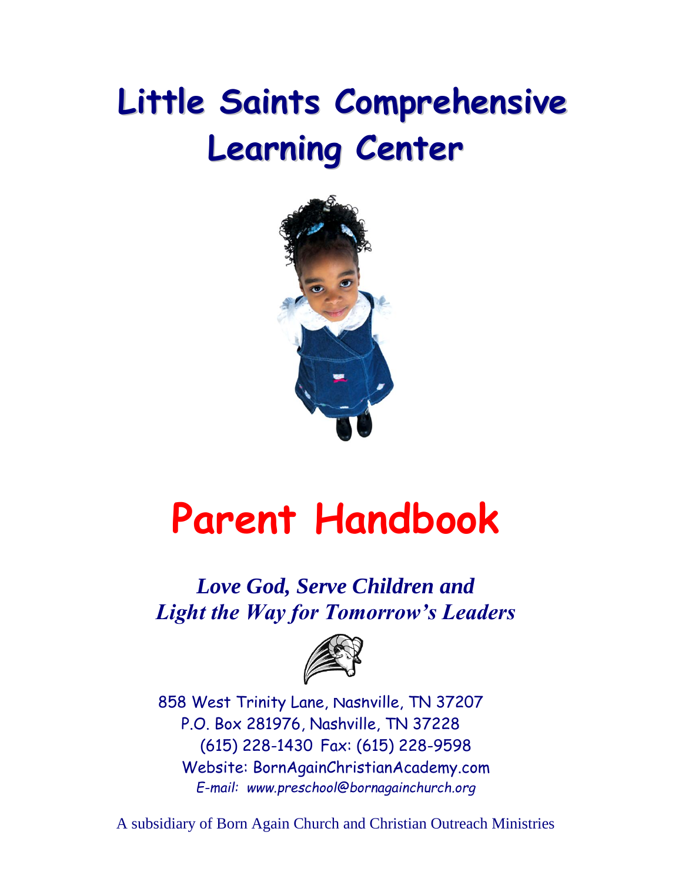# Little Saints Comprehensive Learning Center

# Parent Handbook

***Love God, Serve Children and Light the Way for Tomorrow's Leaders***

858 West Trinity Lane, Nashville, TN 37207
P.O. Box 281976, Nashville, TN 37228
(615) 228-1430 Fax: (615) 228-9598
Website: BornAgainChristianAcademy.com
*E-mail: www.preschool@bornagainchurch.org*

A subsidiary of Born Again Church and Christian Outreach Ministries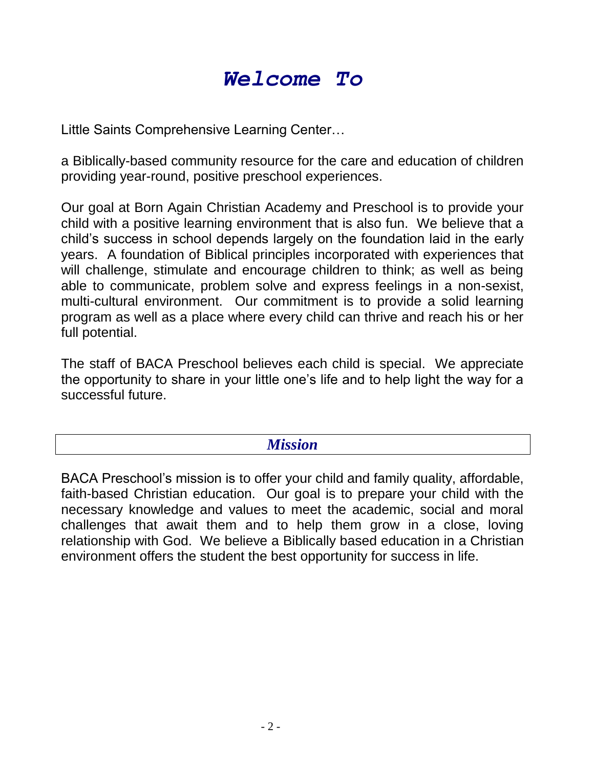# *Welcome To*

Little Saints Comprehensive Learning Center…

a Biblically-based community resource for the care and education of children providing year-round, positive preschool experiences.

Our goal at Born Again Christian Academy and Preschool is to provide your child with a positive learning environment that is also fun. We believe that a child's success in school depends largely on the foundation laid in the early years. A foundation of Biblical principles incorporated with experiences that will challenge, stimulate and encourage children to think; as well as being able to communicate, problem solve and express feelings in a non-sexist, multi-cultural environment. Our commitment is to provide a solid learning program as well as a place where every child can thrive and reach his or her full potential.

The staff of BACA Preschool believes each child is special. We appreciate the opportunity to share in your little one's life and to help light the way for a successful future.

## *Mission*

BACA Preschool's mission is to offer your child and family quality, affordable, faith-based Christian education. Our goal is to prepare your child with the necessary knowledge and values to meet the academic, social and moral challenges that await them and to help them grow in a close, loving relationship with God. We believe a Biblically based education in a Christian environment offers the student the best opportunity for success in life.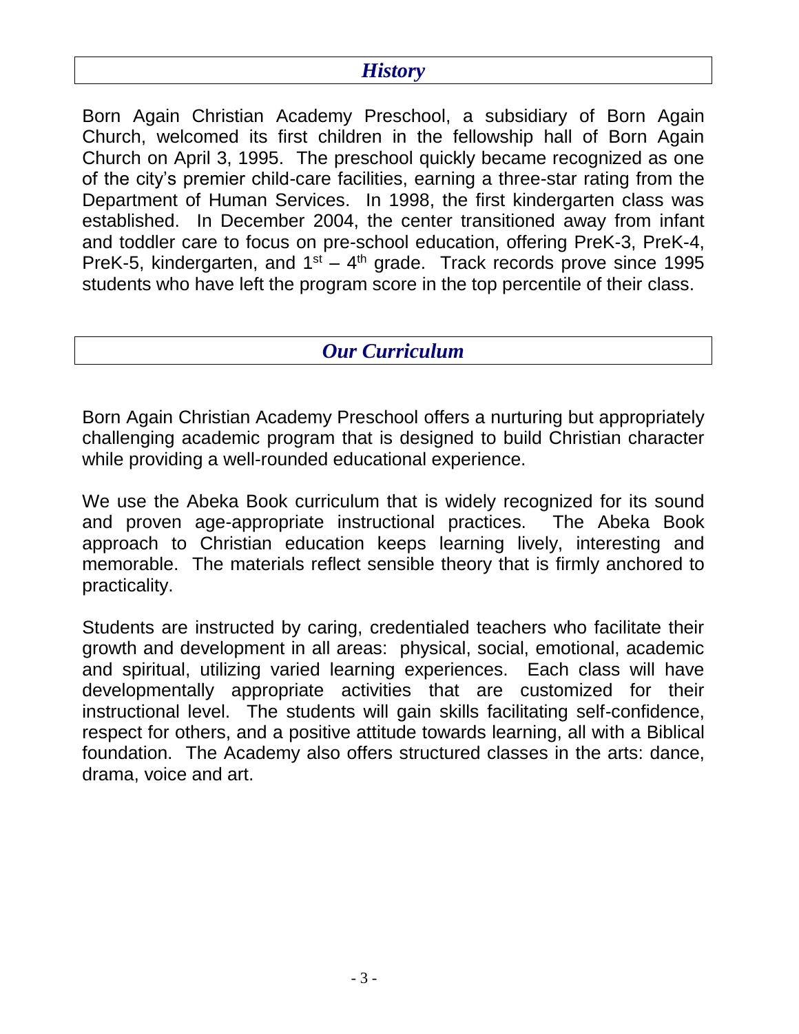## *History*

Born Again Christian Academy Preschool, a subsidiary of Born Again Church, welcomed its first children in the fellowship hall of Born Again Church on April 3, 1995. The preschool quickly became recognized as one of the city's premier child-care facilities, earning a three-star rating from the Department of Human Services. In 1998, the first kindergarten class was established. In December 2004, the center transitioned away from infant and toddler care to focus on pre-school education, offering PreK-3, PreK-4, PreK-5, kindergarten, and 1st – 4th grade. Track records prove since 1995 students who have left the program score in the top percentile of their class.

## *Our Curriculum*

Born Again Christian Academy Preschool offers a nurturing but appropriately challenging academic program that is designed to build Christian character while providing a well-rounded educational experience.

We use the Abeka Book curriculum that is widely recognized for its sound and proven age-appropriate instructional practices. The Abeka Book approach to Christian education keeps learning lively, interesting and memorable. The materials reflect sensible theory that is firmly anchored to practicality.

Students are instructed by caring, credentialed teachers who facilitate their growth and development in all areas: physical, social, emotional, academic and spiritual, utilizing varied learning experiences. Each class will have developmentally appropriate activities that are customized for their instructional level. The students will gain skills facilitating self-confidence, respect for others, and a positive attitude towards learning, all with a Biblical foundation. The Academy also offers structured classes in the arts: dance, drama, voice and art.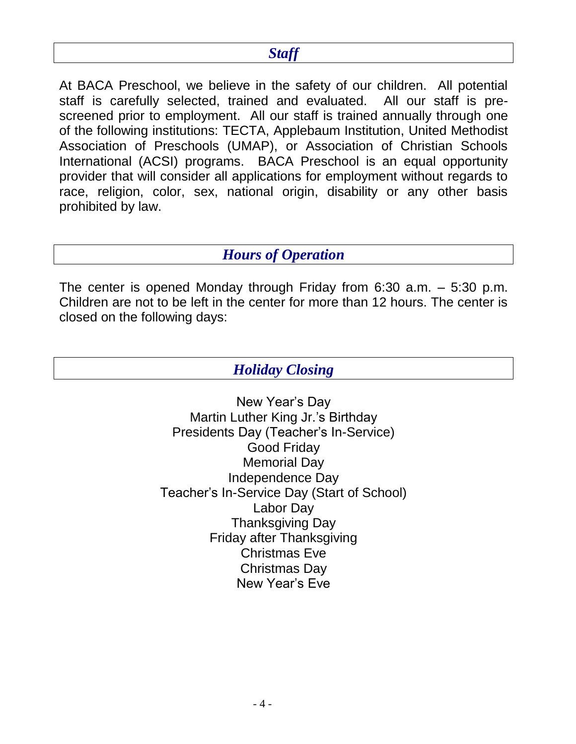## *Staff*

At BACA Preschool, we believe in the safety of our children. All potential staff is carefully selected, trained and evaluated. All our staff is pre-screened prior to employment. All our staff is trained annually through one of the following institutions: TECTA, Applebaum Institution, United Methodist Association of Preschools (UMAP), or Association of Christian Schools International (ACSI) programs. BACA Preschool is an equal opportunity provider that will consider all applications for employment without regards to race, religion, color, sex, national origin, disability or any other basis prohibited by law.

## *Hours of Operation*

The center is opened Monday through Friday from 6:30 a.m. – 5:30 p.m. Children are not to be left in the center for more than 12 hours. The center is closed on the following days:

## *Holiday Closing*

New Year's Day
Martin Luther King Jr.'s Birthday
Presidents Day (Teacher's In-Service)
Good Friday
Memorial Day
Independence Day
Teacher's In-Service Day (Start of School)
Labor Day
Thanksgiving Day
Friday after Thanksgiving
Christmas Eve
Christmas Day
New Year's Eve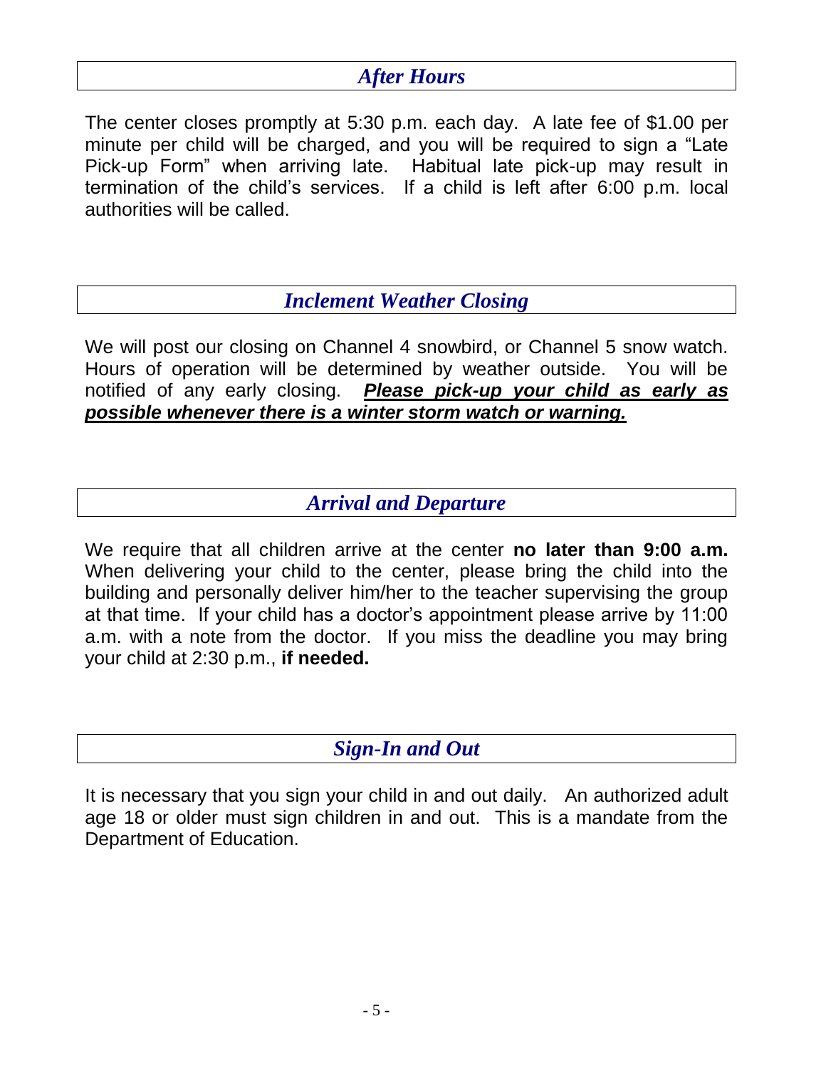## *After Hours*

The center closes promptly at 5:30 p.m. each day. A late fee of $1.00 per minute per child will be charged, and you will be required to sign a "Late Pick-up Form" when arriving late. Habitual late pick-up may result in termination of the child's services. If a child is left after 6:00 p.m. local authorities will be called.

## *Inclement Weather Closing*

We will post our closing on Channel 4 snowbird, or Channel 5 snow watch. Hours of operation will be determined by weather outside. You will be notified of any early closing. <u>***Please pick-up your child as early as possible whenever there is a winter storm watch or warning.***</u>

## *Arrival and Departure*

We require that all children arrive at the center **no later than 9:00 a.m.** When delivering your child to the center, please bring the child into the building and personally deliver him/her to the teacher supervising the group at that time. If your child has a doctor's appointment please arrive by 11:00 a.m. with a note from the doctor. If you miss the deadline you may bring your child at 2:30 p.m., **if needed.**

## *Sign-In and Out*

It is necessary that you sign your child in and out daily. An authorized adult age 18 or older must sign children in and out. This is a mandate from the Department of Education.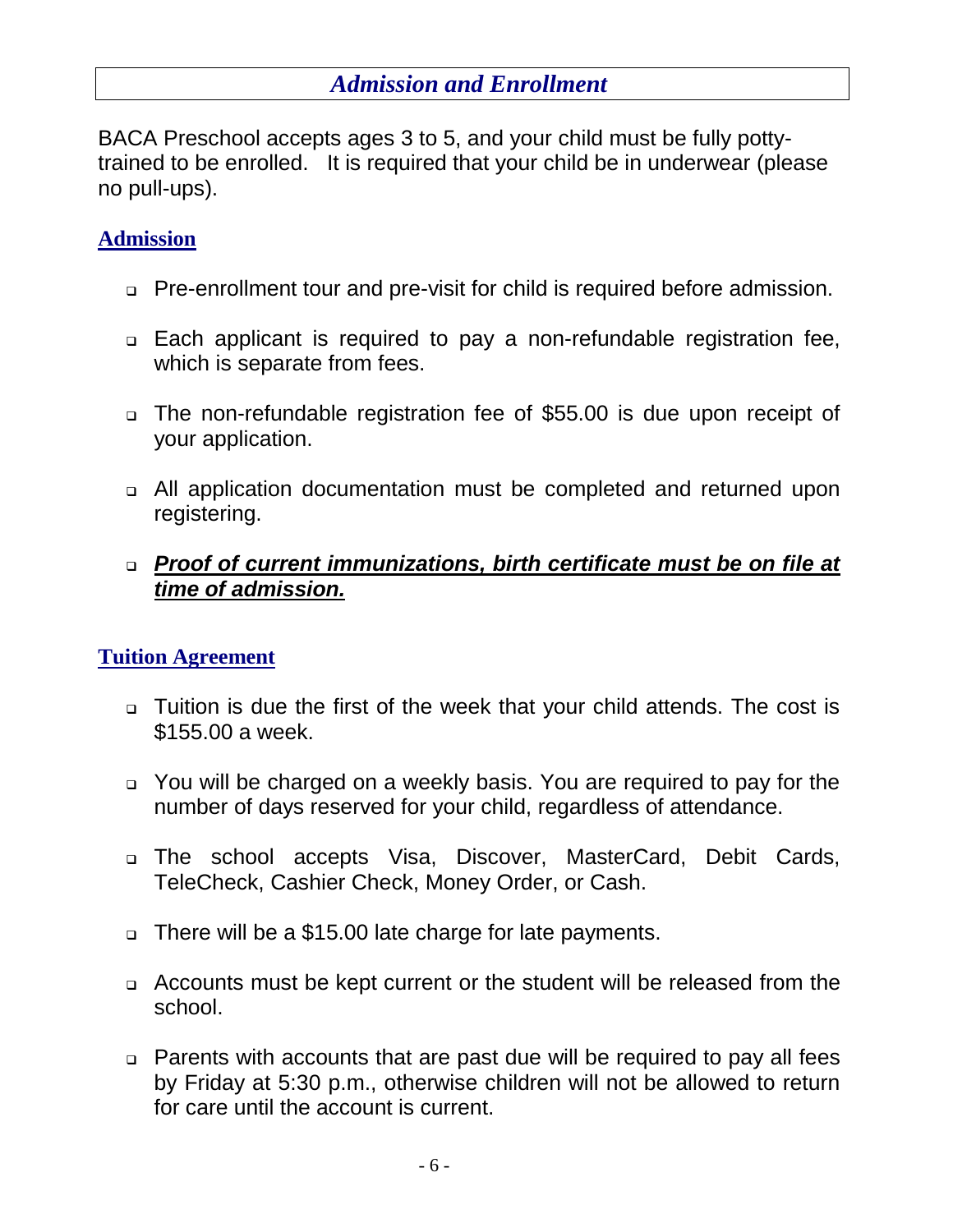## *Admission and Enrollment*

BACA Preschool accepts ages 3 to 5, and your child must be fully potty-trained to be enrolled. It is required that your child be in underwear (please no pull-ups).

### Admission

- Pre-enrollment tour and pre-visit for child is required before admission.
- Each applicant is required to pay a non-refundable registration fee, which is separate from fees.
- The non-refundable registration fee of $55.00 is due upon receipt of your application.
- All application documentation must be completed and returned upon registering.
- ***Proof of current immunizations, birth certificate must be on file at time of admission.***

### Tuition Agreement

- Tuition is due the first of the week that your child attends. The cost is $155.00 a week.
- You will be charged on a weekly basis. You are required to pay for the number of days reserved for your child, regardless of attendance.
- The school accepts Visa, Discover, MasterCard, Debit Cards, TeleCheck, Cashier Check, Money Order, or Cash.
- There will be a $15.00 late charge for late payments.
- Accounts must be kept current or the student will be released from the school.
- Parents with accounts that are past due will be required to pay all fees by Friday at 5:30 p.m., otherwise children will not be allowed to return for care until the account is current.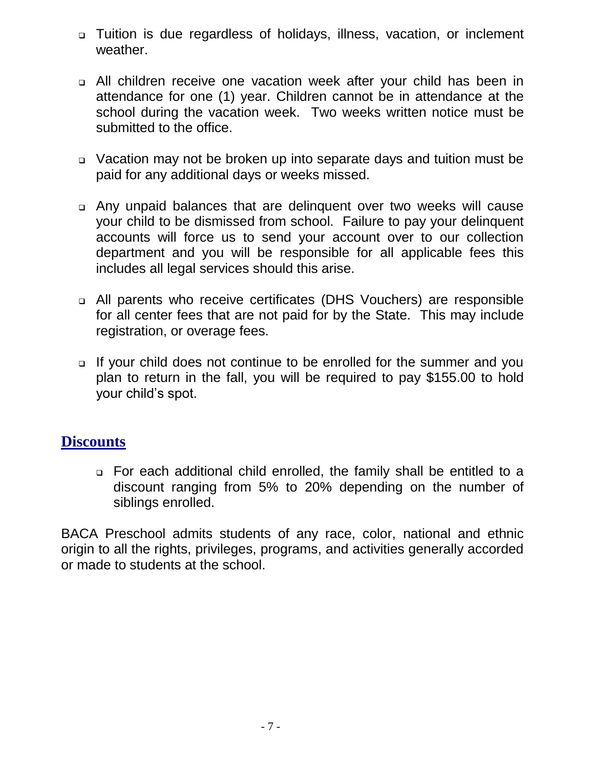- Tuition is due regardless of holidays, illness, vacation, or inclement weather.

- All children receive one vacation week after your child has been in attendance for one (1) year. Children cannot be in attendance at the school during the vacation week. Two weeks written notice must be submitted to the office.

- Vacation may not be broken up into separate days and tuition must be paid for any additional days or weeks missed.

- Any unpaid balances that are delinquent over two weeks will cause your child to be dismissed from school. Failure to pay your delinquent accounts will force us to send your account over to our collection department and you will be responsible for all applicable fees this includes all legal services should this arise.

- All parents who receive certificates (DHS Vouchers) are responsible for all center fees that are not paid for by the State. This may include registration, or overage fees.

- If your child does not continue to be enrolled for the summer and you plan to return in the fall, you will be required to pay $155.00 to hold your child's spot.

## Discounts

- For each additional child enrolled, the family shall be entitled to a discount ranging from 5% to 20% depending on the number of siblings enrolled.

BACA Preschool admits students of any race, color, national and ethnic origin to all the rights, privileges, programs, and activities generally accorded or made to students at the school.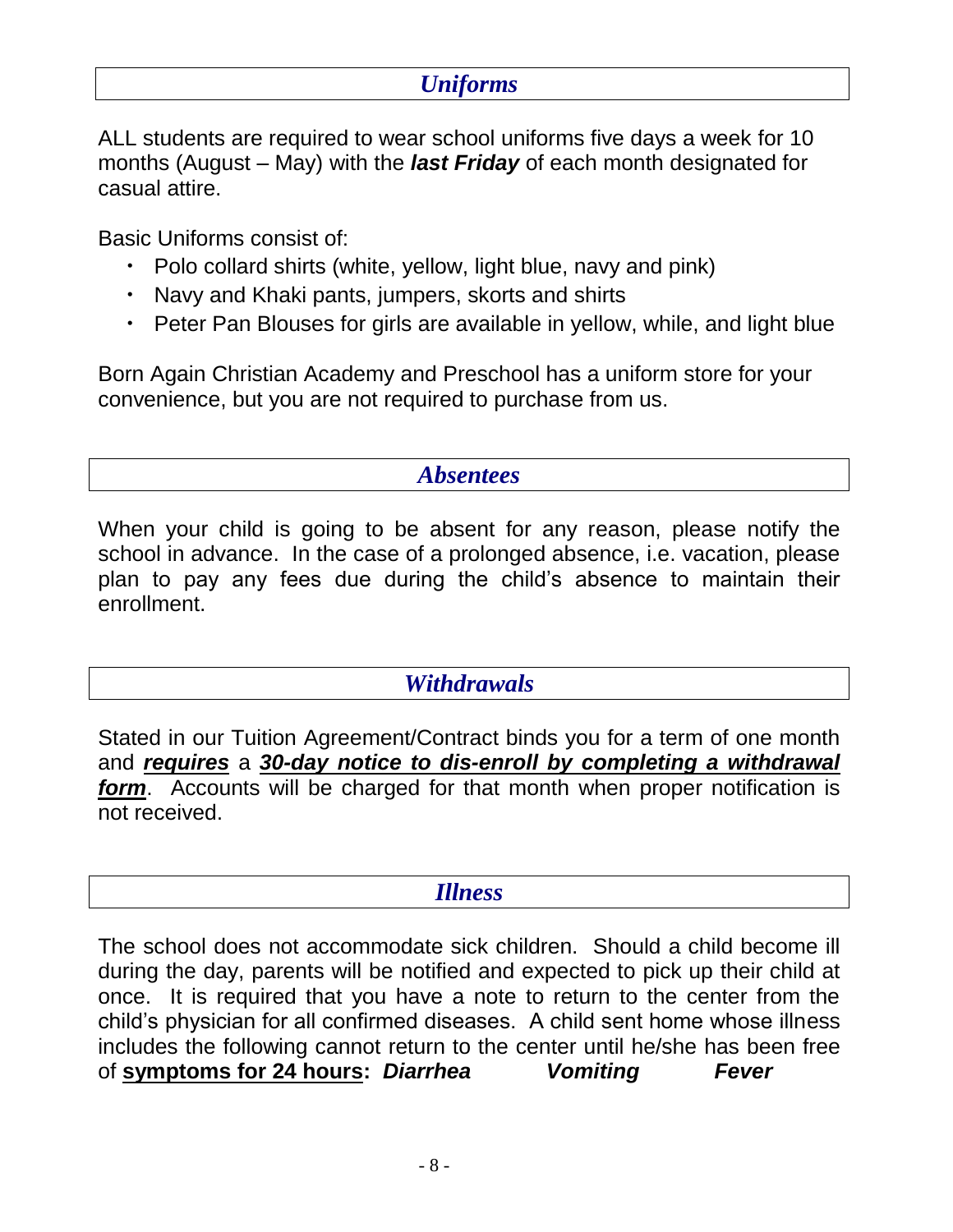## *Uniforms*

ALL students are required to wear school uniforms five days a week for 10 months (August – May) with the ***last Friday*** of each month designated for casual attire.

Basic Uniforms consist of:

- Polo collard shirts (white, yellow, light blue, navy and pink)
- Navy and Khaki pants, jumpers, skorts and shirts
- Peter Pan Blouses for girls are available in yellow, while, and light blue

Born Again Christian Academy and Preschool has a uniform store for your convenience, but you are not required to purchase from us.

## *Absentees*

When your child is going to be absent for any reason, please notify the school in advance. In the case of a prolonged absence, i.e. vacation, please plan to pay any fees due during the child's absence to maintain their enrollment.

## *Withdrawals*

Stated in our Tuition Agreement/Contract binds you for a term of one month and ***requires*** a ***30-day notice to dis-enroll by completing a withdrawal form***. Accounts will be charged for that month when proper notification is not received.

## *Illness*

The school does not accommodate sick children. Should a child become ill during the day, parents will be notified and expected to pick up their child at once. It is required that you have a note to return to the center from the child's physician for all confirmed diseases. A child sent home whose illness includes the following cannot return to the center until he/she has been free of **symptoms for 24 hours:** ***Diarrhea*** ***Vomiting*** ***Fever***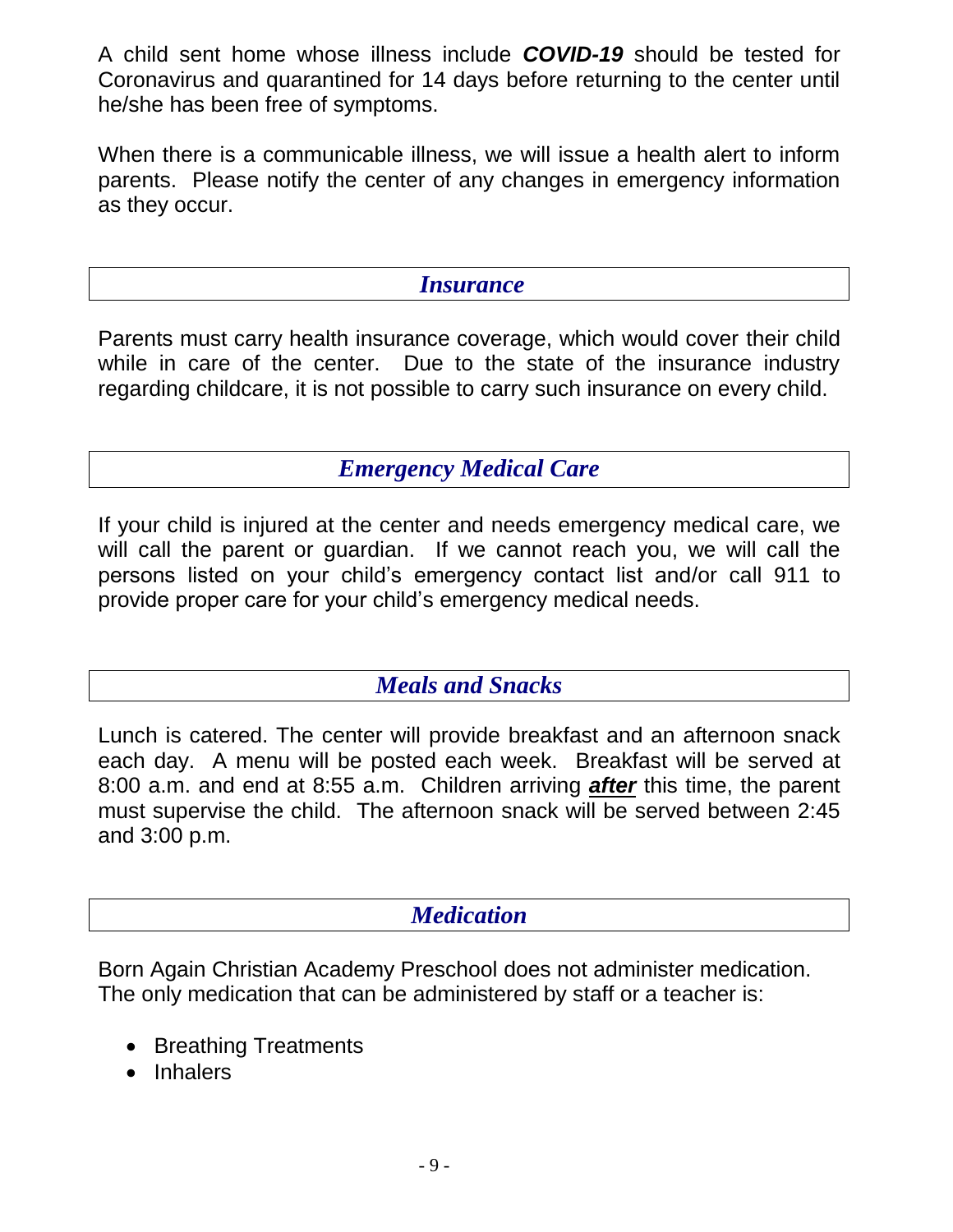A child sent home whose illness include ***COVID-19*** should be tested for Coronavirus and quarantined for 14 days before returning to the center until he/she has been free of symptoms.

When there is a communicable illness, we will issue a health alert to inform parents. Please notify the center of any changes in emergency information as they occur.

## *Insurance*

Parents must carry health insurance coverage, which would cover their child while in care of the center. Due to the state of the insurance industry regarding childcare, it is not possible to carry such insurance on every child.

## *Emergency Medical Care*

If your child is injured at the center and needs emergency medical care, we will call the parent or guardian. If we cannot reach you, we will call the persons listed on your child's emergency contact list and/or call 911 to provide proper care for your child's emergency medical needs.

## *Meals and Snacks*

Lunch is catered. The center will provide breakfast and an afternoon snack each day. A menu will be posted each week. Breakfast will be served at 8:00 a.m. and end at 8:55 a.m. Children arriving ***after*** this time, the parent must supervise the child. The afternoon snack will be served between 2:45 and 3:00 p.m.

## *Medication*

Born Again Christian Academy Preschool does not administer medication. The only medication that can be administered by staff or a teacher is:

- Breathing Treatments
- Inhalers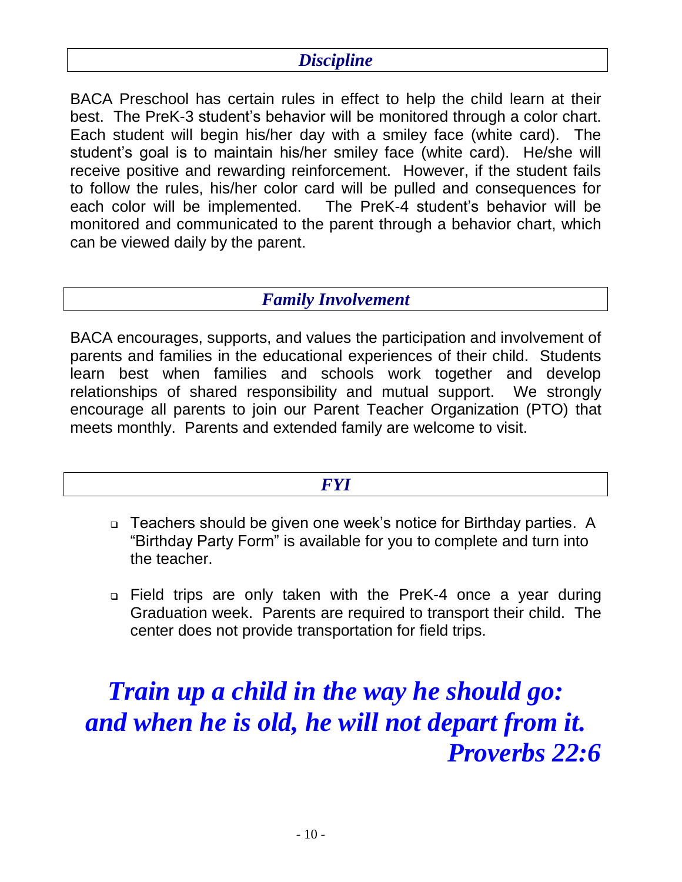## *Discipline*

BACA Preschool has certain rules in effect to help the child learn at their best. The PreK-3 student's behavior will be monitored through a color chart. Each student will begin his/her day with a smiley face (white card). The student's goal is to maintain his/her smiley face (white card). He/she will receive positive and rewarding reinforcement. However, if the student fails to follow the rules, his/her color card will be pulled and consequences for each color will be implemented. The PreK-4 student's behavior will be monitored and communicated to the parent through a behavior chart, which can be viewed daily by the parent.

## *Family Involvement*

BACA encourages, supports, and values the participation and involvement of parents and families in the educational experiences of their child. Students learn best when families and schools work together and develop relationships of shared responsibility and mutual support. We strongly encourage all parents to join our Parent Teacher Organization (PTO) that meets monthly. Parents and extended family are welcome to visit.

## *FYI*

- Teachers should be given one week's notice for Birthday parties. A "Birthday Party Form" is available for you to complete and turn into the teacher.
- Field trips are only taken with the PreK-4 once a year during Graduation week. Parents are required to transport their child. The center does not provide transportation for field trips.

***Train up a child in the way he should go:***
***and when he is old, he will not depart from it.***
***Proverbs 22:6***